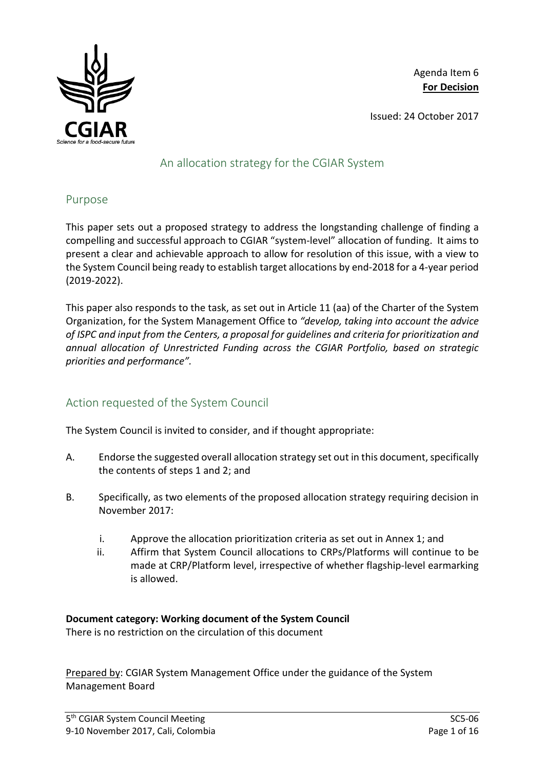Agenda Item 6
**For Decision**

Issued: 24 October 2017

# An allocation strategy for the CGIAR System

## Purpose

This paper sets out a proposed strategy to address the longstanding challenge of finding a compelling and successful approach to CGIAR "system-level" allocation of funding. It aims to present a clear and achievable approach to allow for resolution of this issue, with a view to the System Council being ready to establish target allocations by end-2018 for a 4-year period (2019-2022).

This paper also responds to the task, as set out in Article 11 (aa) of the Charter of the System Organization, for the System Management Office to *"develop, taking into account the advice of ISPC and input from the Centers, a proposal for guidelines and criteria for prioritization and annual allocation of Unrestricted Funding across the CGIAR Portfolio, based on strategic priorities and performance".*

## Action requested of the System Council

The System Council is invited to consider, and if thought appropriate:

A. Endorse the suggested overall allocation strategy set out in this document, specifically the contents of steps 1 and 2; and

B. Specifically, as two elements of the proposed allocation strategy requiring decision in November 2017:

   i. Approve the allocation prioritization criteria as set out in Annex 1; and
   
   ii. Affirm that System Council allocations to CRPs/Platforms will continue to be made at CRP/Platform level, irrespective of whether flagship-level earmarking is allowed.

**Document category: Working document of the System Council**
There is no restriction on the circulation of this document

Prepared by: CGIAR System Management Office under the guidance of the System Management Board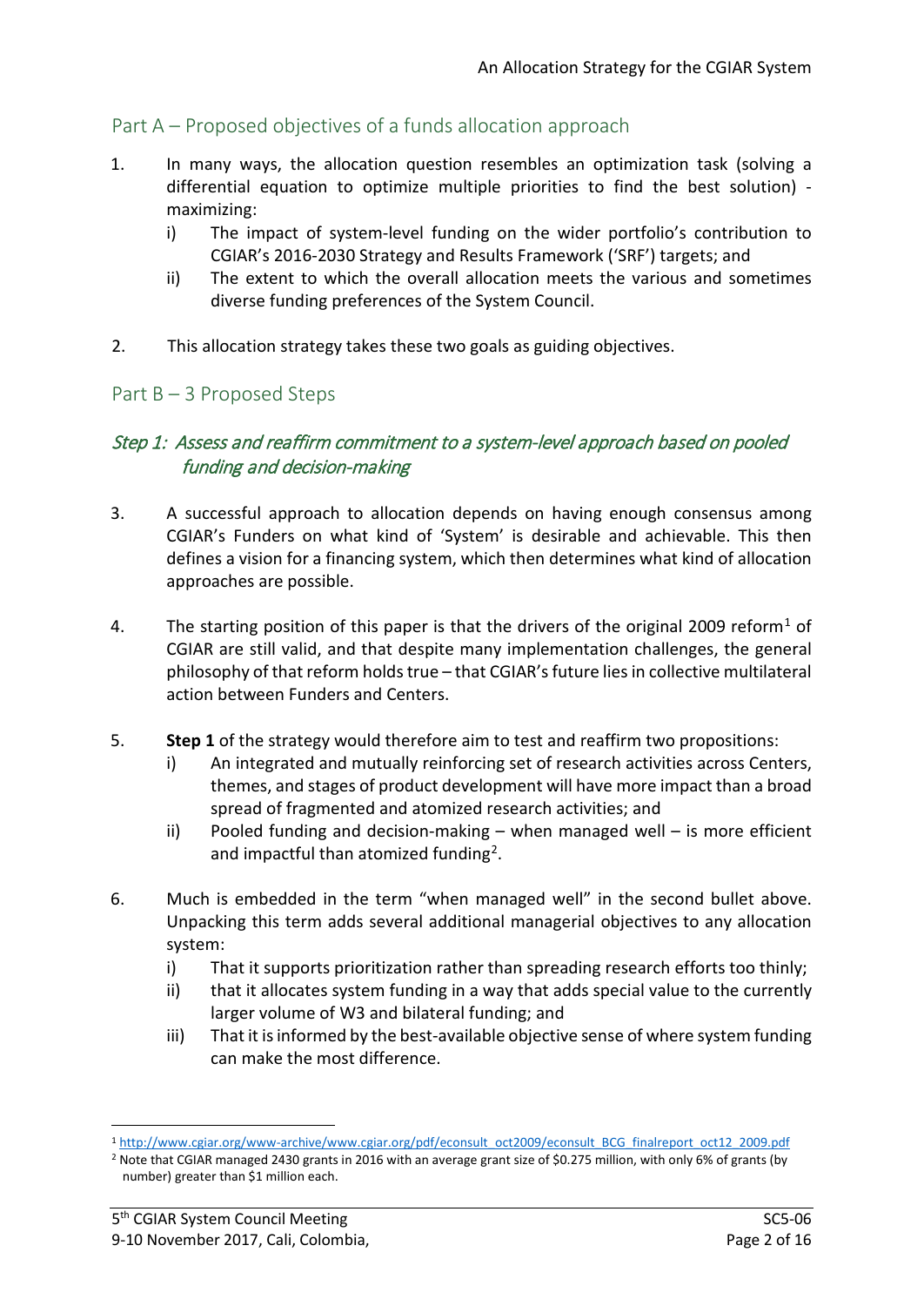## Part A – Proposed objectives of a funds allocation approach

1. In many ways, the allocation question resembles an optimization task (solving a differential equation to optimize multiple priorities to find the best solution) - maximizing:
   i) The impact of system-level funding on the wider portfolio's contribution to CGIAR's 2016-2030 Strategy and Results Framework ('SRF') targets; and
   ii) The extent to which the overall allocation meets the various and sometimes diverse funding preferences of the System Council.

2. This allocation strategy takes these two goals as guiding objectives.

## Part B – 3 Proposed Steps

### *Step 1: Assess and reaffirm commitment to a system-level approach based on pooled funding and decision-making*

3. A successful approach to allocation depends on having enough consensus among CGIAR's Funders on what kind of 'System' is desirable and achievable. This then defines a vision for a financing system, which then determines what kind of allocation approaches are possible.

4. The starting position of this paper is that the drivers of the original 2009 reform[1] of CGIAR are still valid, and that despite many implementation challenges, the general philosophy of that reform holds true – that CGIAR's future lies in collective multilateral action between Funders and Centers.

5. **Step 1** of the strategy would therefore aim to test and reaffirm two propositions:
   i) An integrated and mutually reinforcing set of research activities across Centers, themes, and stages of product development will have more impact than a broad spread of fragmented and atomized research activities; and
   ii) Pooled funding and decision-making – when managed well – is more efficient and impactful than atomized funding[2].

6. Much is embedded in the term "when managed well" in the second bullet above. Unpacking this term adds several additional managerial objectives to any allocation system:
   i) That it supports prioritization rather than spreading research efforts too thinly;
   ii) that it allocates system funding in a way that adds special value to the currently larger volume of W3 and bilateral funding; and
   iii) That it is informed by the best-available objective sense of where system funding can make the most difference.

---

[1] http://www.cgiar.org/www-archive/www.cgiar.org/pdf/econsult_oct2009/econsult_BCG_finalreport_oct12_2009.pdf

[2] Note that CGIAR managed 2430 grants in 2016 with an average grant size of $0.275 million, with only 6% of grants (by number) greater than $1 million each.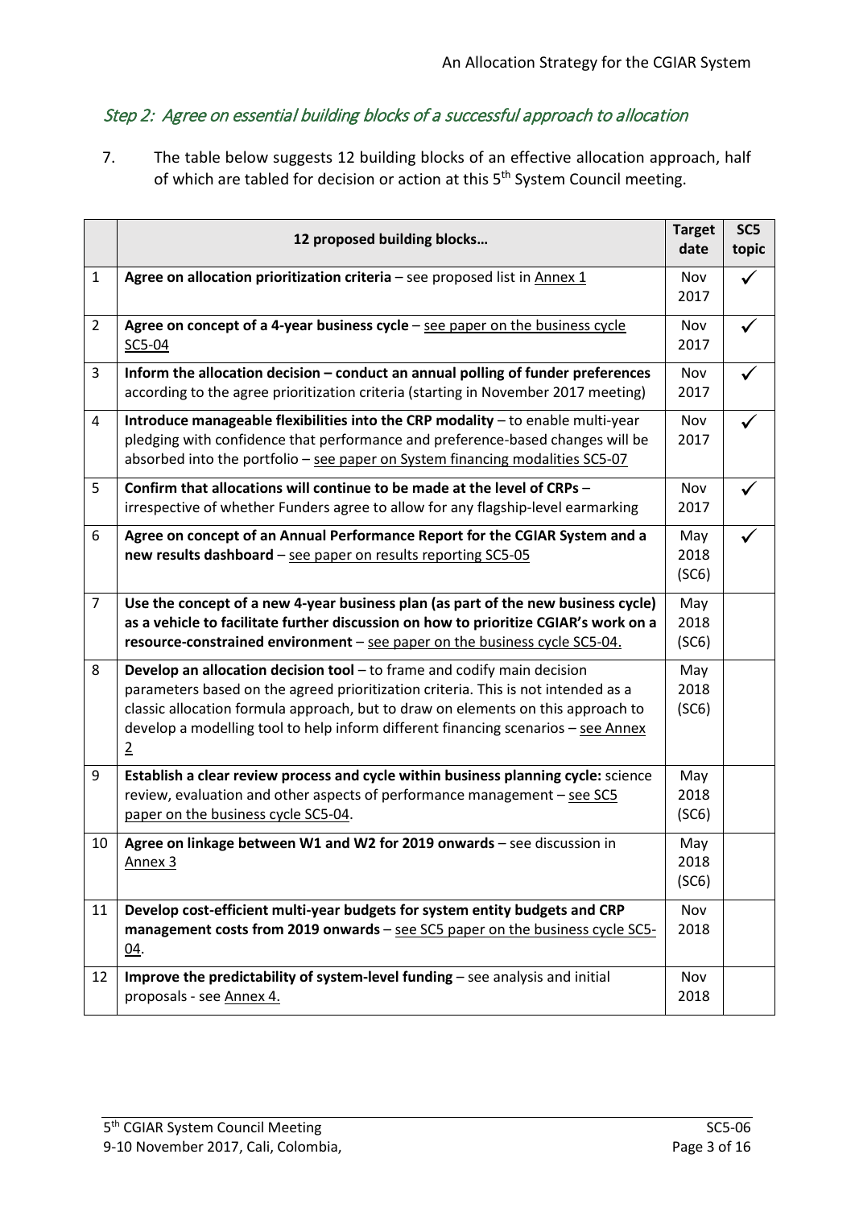## *Step 2: Agree on essential building blocks of a successful approach to allocation*

7. The table below suggests 12 building blocks of an effective allocation approach, half of which are tabled for decision or action at this 5th System Council meeting.

| | 12 proposed building blocks… | Target date | SC5 topic |
|---|---|---|---|
| 1 | **Agree on allocation prioritization criteria** – see proposed list in Annex 1 | Nov 2017 | ✓ |
| 2 | **Agree on concept of a 4-year business cycle** – see paper on the business cycle SC5-04 | Nov 2017 | ✓ |
| 3 | **Inform the allocation decision – conduct an annual polling of funder preferences** according to the agree prioritization criteria (starting in November 2017 meeting) | Nov 2017 | ✓ |
| 4 | **Introduce manageable flexibilities into the CRP modality** – to enable multi-year pledging with confidence that performance and preference-based changes will be absorbed into the portfolio – see paper on System financing modalities SC5-07 | Nov 2017 | ✓ |
| 5 | **Confirm that allocations will continue to be made at the level of CRPs** – irrespective of whether Funders agree to allow for any flagship-level earmarking | Nov 2017 | ✓ |
| 6 | **Agree on concept of an Annual Performance Report for the CGIAR System and a new results dashboard** – see paper on results reporting SC5-05 | May 2018 (SC6) | ✓ |
| 7 | **Use the concept of a new 4-year business plan (as part of the new business cycle) as a vehicle to facilitate further discussion on how to prioritize CGIAR's work on a resource-constrained environment** – see paper on the business cycle SC5-04. | May 2018 (SC6) | |
| 8 | **Develop an allocation decision tool** – to frame and codify main decision parameters based on the agreed prioritization criteria. This is not intended as a classic allocation formula approach, but to draw on elements on this approach to develop a modelling tool to help inform different financing scenarios – see Annex 2 | May 2018 (SC6) | |
| 9 | **Establish a clear review process and cycle within business planning cycle:** science review, evaluation and other aspects of performance management – see SC5 paper on the business cycle SC5-04. | May 2018 (SC6) | |
| 10 | **Agree on linkage between W1 and W2 for 2019 onwards** – see discussion in Annex 3 | May 2018 (SC6) | |
| 11 | **Develop cost-efficient multi-year budgets for system entity budgets and CRP management costs from 2019 onwards** – see SC5 paper on the business cycle SC5-04. | Nov 2018 | |
| 12 | **Improve the predictability of system-level funding** – see analysis and initial proposals - see Annex 4. | Nov 2018 | |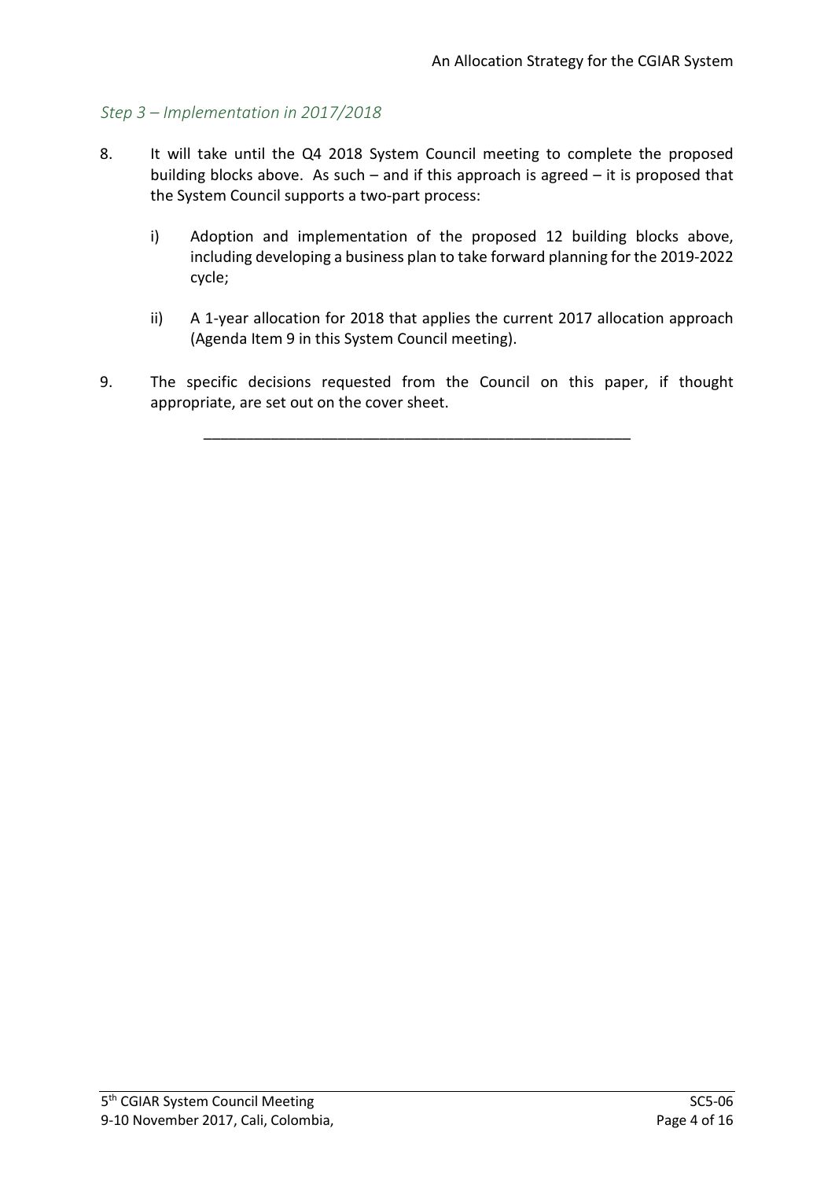### *Step 3 – Implementation in 2017/2018*

8. It will take until the Q4 2018 System Council meeting to complete the proposed building blocks above. As such – and if this approach is agreed – it is proposed that the System Council supports a two-part process:

   i) Adoption and implementation of the proposed 12 building blocks above, including developing a business plan to take forward planning for the 2019-2022 cycle;

   ii) A 1-year allocation for 2018 that applies the current 2017 allocation approach (Agenda Item 9 in this System Council meeting).

9. The specific decisions requested from the Council on this paper, if thought appropriate, are set out on the cover sheet.

---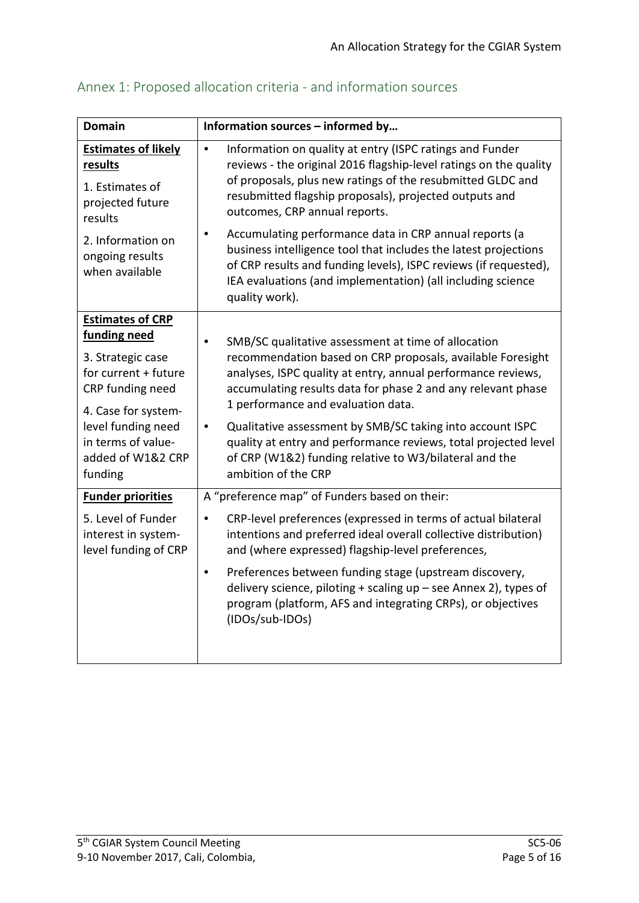## Annex 1: Proposed allocation criteria - and information sources

| Domain | Information sources – informed by… |
|---|---|
| **Estimates of likely results**<br><br>1. Estimates of projected future results<br><br>2. Information on ongoing results when available | • Information on quality at entry (ISPC ratings and Funder reviews - the original 2016 flagship-level ratings on the quality of proposals, plus new ratings of the resubmitted GLDC and resubmitted flagship proposals), projected outputs and outcomes, CRP annual reports.<br><br>• Accumulating performance data in CRP annual reports (a business intelligence tool that includes the latest projections of CRP results and funding levels), ISPC reviews (if requested), IEA evaluations (and implementation) (all including science quality work). |
| **Estimates of CRP funding need**<br><br>3. Strategic case for current + future CRP funding need<br><br>4. Case for system-level funding need in terms of value-added of W1&2 CRP funding | • SMB/SC qualitative assessment at time of allocation recommendation based on CRP proposals, available Foresight analyses, ISPC quality at entry, annual performance reviews, accumulating results data for phase 2 and any relevant phase 1 performance and evaluation data.<br><br>• Qualitative assessment by SMB/SC taking into account ISPC quality at entry and performance reviews, total projected level of CRP (W1&2) funding relative to W3/bilateral and the ambition of the CRP |
| **Funder priorities**<br><br>5. Level of Funder interest in system-level funding of CRP | A "preference map" of Funders based on their:<br><br>• CRP-level preferences (expressed in terms of actual bilateral intentions and preferred ideal overall collective distribution) and (where expressed) flagship-level preferences,<br><br>• Preferences between funding stage (upstream discovery, delivery science, piloting + scaling up – see Annex 2), types of program (platform, AFS and integrating CRPs), or objectives (IDOs/sub-IDOs) |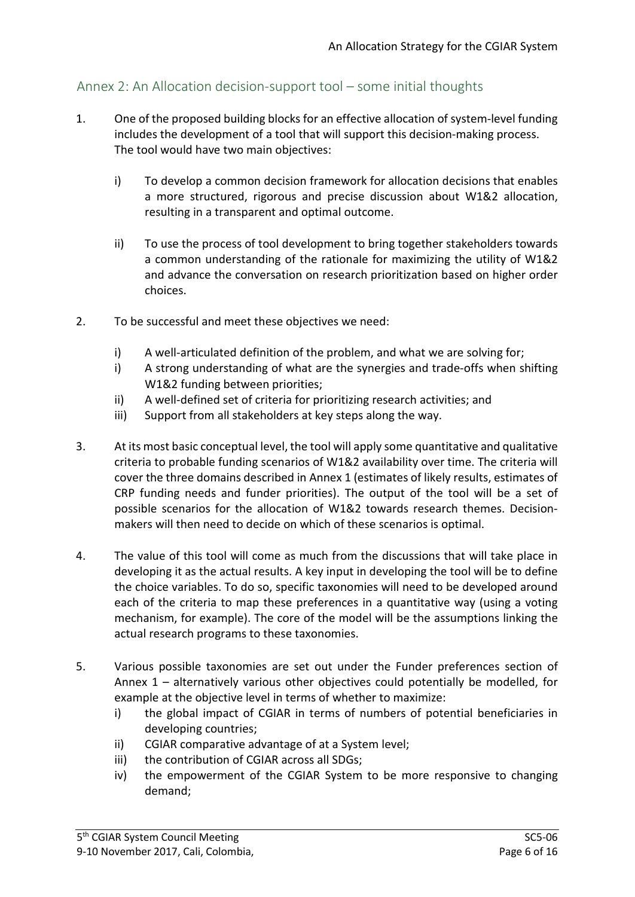## Annex 2: An Allocation decision-support tool – some initial thoughts

1. One of the proposed building blocks for an effective allocation of system-level funding includes the development of a tool that will support this decision-making process. The tool would have two main objectives:

    i) To develop a common decision framework for allocation decisions that enables a more structured, rigorous and precise discussion about W1&2 allocation, resulting in a transparent and optimal outcome.

    ii) To use the process of tool development to bring together stakeholders towards a common understanding of the rationale for maximizing the utility of W1&2 and advance the conversation on research prioritization based on higher order choices.

2. To be successful and meet these objectives we need:

    i) A well-articulated definition of the problem, and what we are solving for;
    i) A strong understanding of what are the synergies and trade-offs when shifting W1&2 funding between priorities;
    ii) A well-defined set of criteria for prioritizing research activities; and
    iii) Support from all stakeholders at key steps along the way.

3. At its most basic conceptual level, the tool will apply some quantitative and qualitative criteria to probable funding scenarios of W1&2 availability over time. The criteria will cover the three domains described in Annex 1 (estimates of likely results, estimates of CRP funding needs and funder priorities). The output of the tool will be a set of possible scenarios for the allocation of W1&2 towards research themes. Decision-makers will then need to decide on which of these scenarios is optimal.

4. The value of this tool will come as much from the discussions that will take place in developing it as the actual results. A key input in developing the tool will be to define the choice variables. To do so, specific taxonomies will need to be developed around each of the criteria to map these preferences in a quantitative way (using a voting mechanism, for example). The core of the model will be the assumptions linking the actual research programs to these taxonomies.

5. Various possible taxonomies are set out under the Funder preferences section of Annex 1 – alternatively various other objectives could potentially be modelled, for example at the objective level in terms of whether to maximize:
    i) the global impact of CGIAR in terms of numbers of potential beneficiaries in developing countries;
    ii) CGIAR comparative advantage of at a System level;
    iii) the contribution of CGIAR across all SDGs;
    iv) the empowerment of the CGIAR System to be more responsive to changing demand;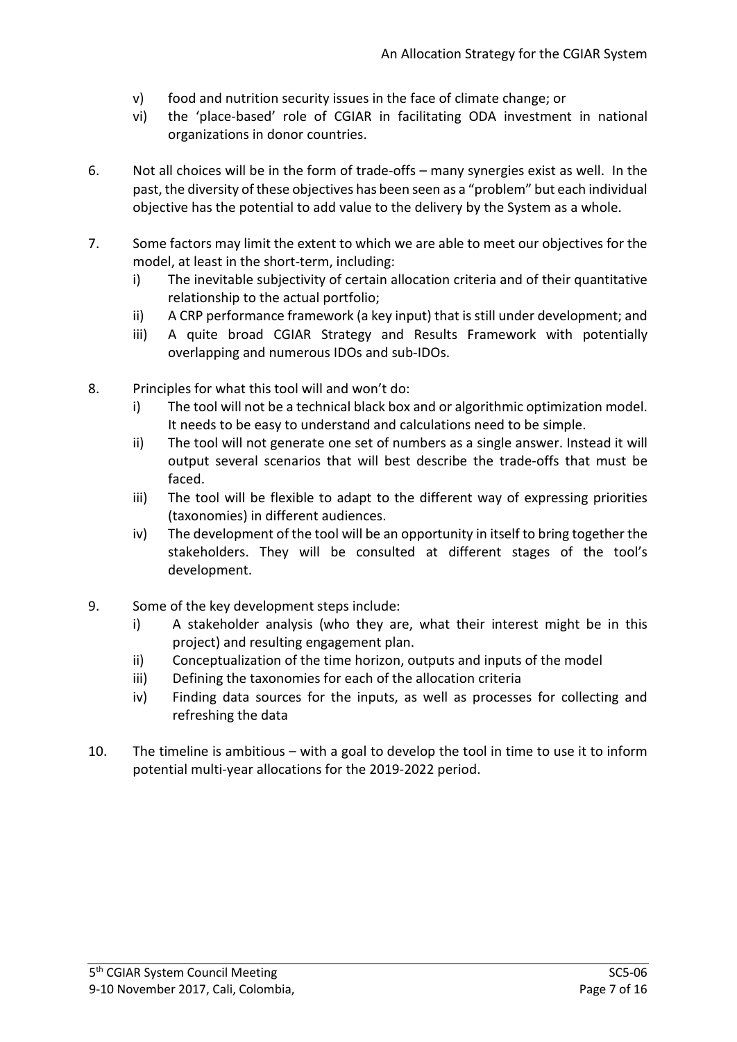v) food and nutrition security issues in the face of climate change; or

vi) the 'place-based' role of CGIAR in facilitating ODA investment in national organizations in donor countries.

6. Not all choices will be in the form of trade-offs – many synergies exist as well. In the past, the diversity of these objectives has been seen as a "problem" but each individual objective has the potential to add value to the delivery by the System as a whole.

7. Some factors may limit the extent to which we are able to meet our objectives for the model, at least in the short-term, including:
   i) The inevitable subjectivity of certain allocation criteria and of their quantitative relationship to the actual portfolio;
   ii) A CRP performance framework (a key input) that is still under development; and
   iii) A quite broad CGIAR Strategy and Results Framework with potentially overlapping and numerous IDOs and sub-IDOs.

8. Principles for what this tool will and won't do:
   i) The tool will not be a technical black box and or algorithmic optimization model. It needs to be easy to understand and calculations need to be simple.
   ii) The tool will not generate one set of numbers as a single answer. Instead it will output several scenarios that will best describe the trade-offs that must be faced.
   iii) The tool will be flexible to adapt to the different way of expressing priorities (taxonomies) in different audiences.
   iv) The development of the tool will be an opportunity in itself to bring together the stakeholders. They will be consulted at different stages of the tool's development.

9. Some of the key development steps include:
   i) A stakeholder analysis (who they are, what their interest might be in this project) and resulting engagement plan.
   ii) Conceptualization of the time horizon, outputs and inputs of the model
   iii) Defining the taxonomies for each of the allocation criteria
   iv) Finding data sources for the inputs, as well as processes for collecting and refreshing the data

10. The timeline is ambitious – with a goal to develop the tool in time to use it to inform potential multi-year allocations for the 2019-2022 period.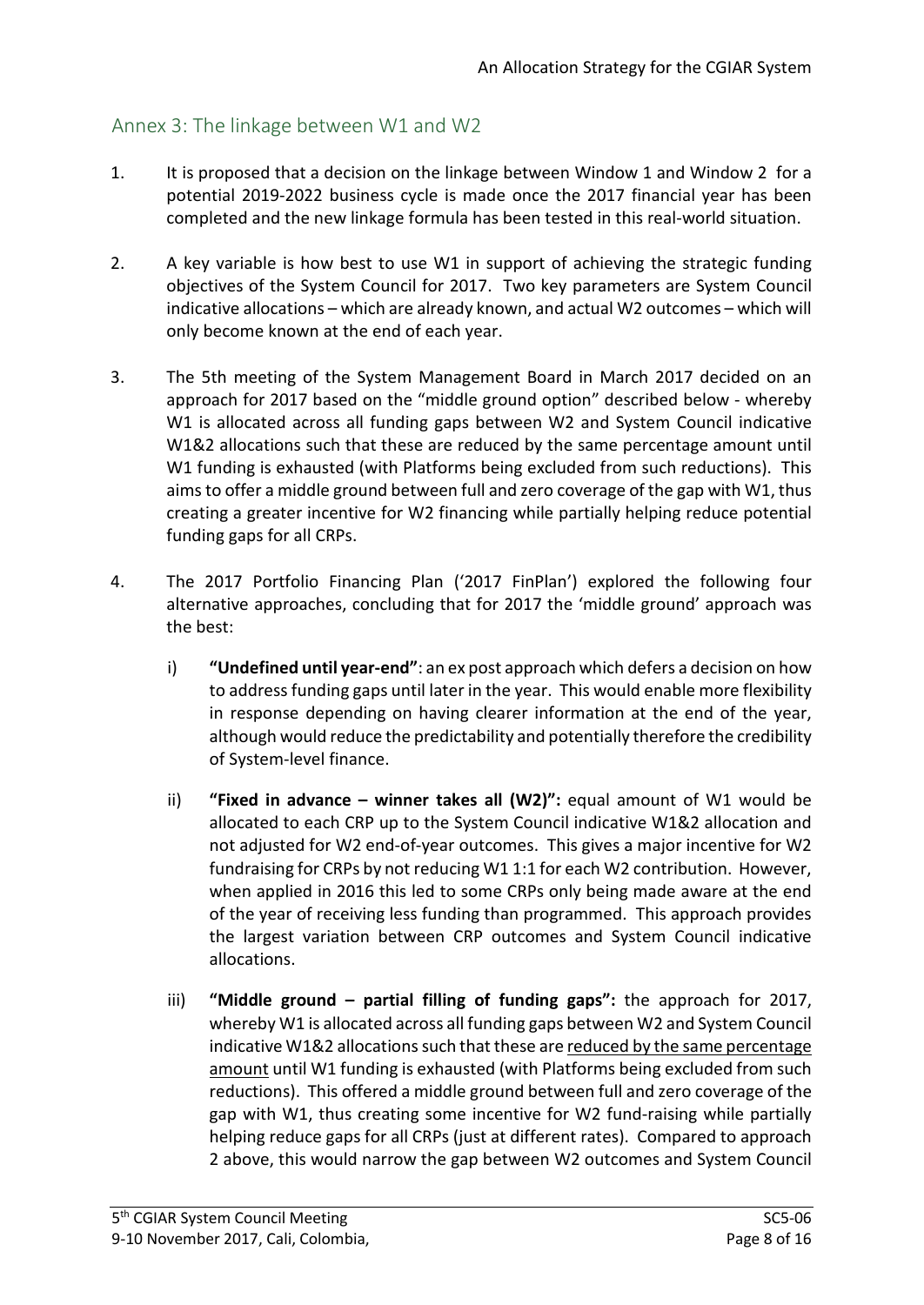## Annex 3: The linkage between W1 and W2

1. It is proposed that a decision on the linkage between Window 1 and Window 2 for a potential 2019-2022 business cycle is made once the 2017 financial year has been completed and the new linkage formula has been tested in this real-world situation.

2. A key variable is how best to use W1 in support of achieving the strategic funding objectives of the System Council for 2017. Two key parameters are System Council indicative allocations – which are already known, and actual W2 outcomes – which will only become known at the end of each year.

3. The 5th meeting of the System Management Board in March 2017 decided on an approach for 2017 based on the "middle ground option" described below - whereby W1 is allocated across all funding gaps between W2 and System Council indicative W1&2 allocations such that these are reduced by the same percentage amount until W1 funding is exhausted (with Platforms being excluded from such reductions). This aims to offer a middle ground between full and zero coverage of the gap with W1, thus creating a greater incentive for W2 financing while partially helping reduce potential funding gaps for all CRPs.

4. The 2017 Portfolio Financing Plan ('2017 FinPlan') explored the following four alternative approaches, concluding that for 2017 the 'middle ground' approach was the best:

   i) **"Undefined until year-end"**: an ex post approach which defers a decision on how to address funding gaps until later in the year. This would enable more flexibility in response depending on having clearer information at the end of the year, although would reduce the predictability and potentially therefore the credibility of System-level finance.

   ii) **"Fixed in advance – winner takes all (W2)":** equal amount of W1 would be allocated to each CRP up to the System Council indicative W1&2 allocation and not adjusted for W2 end-of-year outcomes. This gives a major incentive for W2 fundraising for CRPs by not reducing W1 1:1 for each W2 contribution. However, when applied in 2016 this led to some CRPs only being made aware at the end of the year of receiving less funding than programmed. This approach provides the largest variation between CRP outcomes and System Council indicative allocations.

   iii) **"Middle ground – partial filling of funding gaps":** the approach for 2017, whereby W1 is allocated across all funding gaps between W2 and System Council indicative W1&2 allocations such that these are reduced by the same percentage amount until W1 funding is exhausted (with Platforms being excluded from such reductions). This offered a middle ground between full and zero coverage of the gap with W1, thus creating some incentive for W2 fund-raising while partially helping reduce gaps for all CRPs (just at different rates). Compared to approach 2 above, this would narrow the gap between W2 outcomes and System Council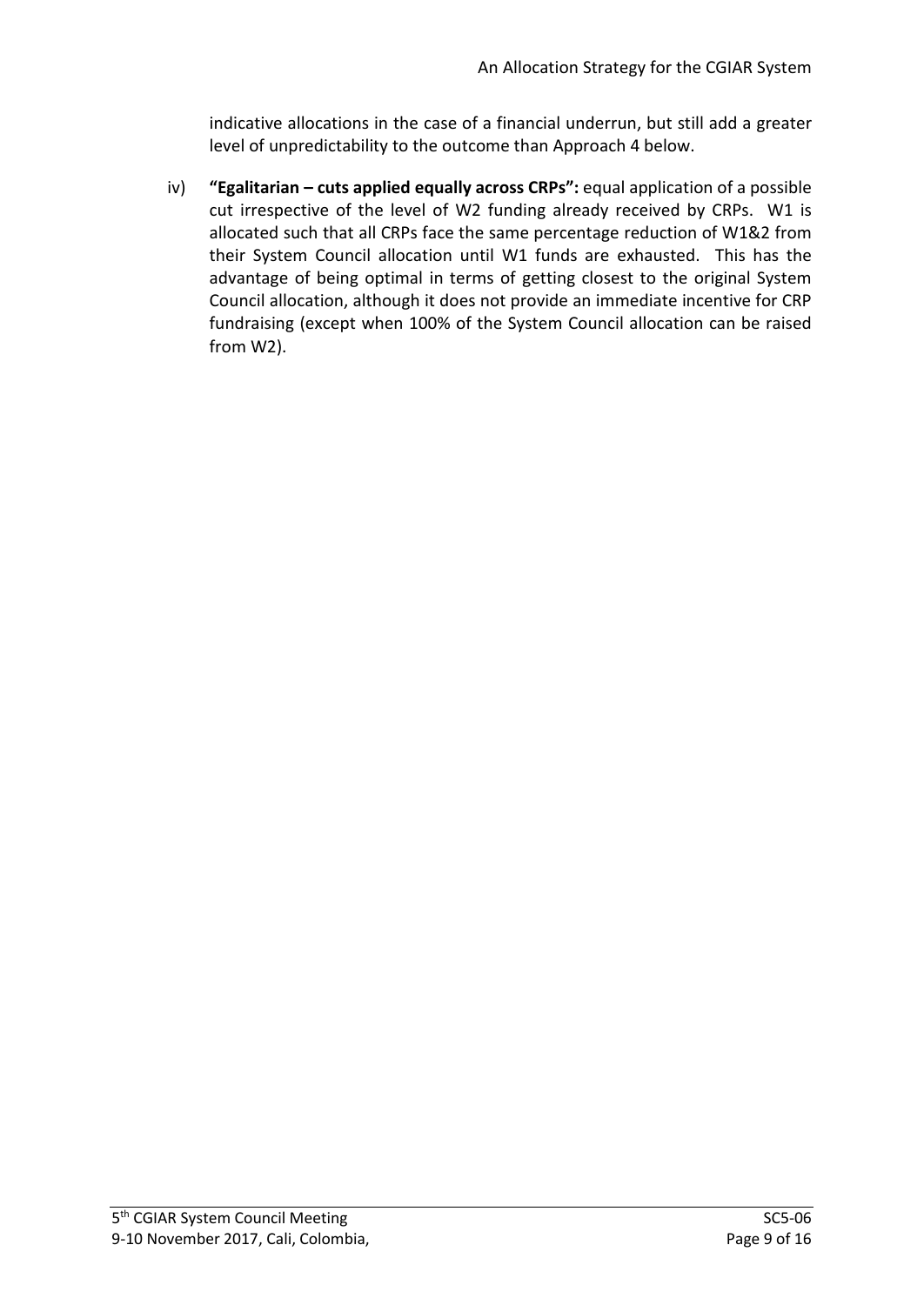indicative allocations in the case of a financial underrun, but still add a greater level of unpredictability to the outcome than Approach 4 below.

iv) **"Egalitarian – cuts applied equally across CRPs":** equal application of a possible cut irrespective of the level of W2 funding already received by CRPs. W1 is allocated such that all CRPs face the same percentage reduction of W1&2 from their System Council allocation until W1 funds are exhausted. This has the advantage of being optimal in terms of getting closest to the original System Council allocation, although it does not provide an immediate incentive for CRP fundraising (except when 100% of the System Council allocation can be raised from W2).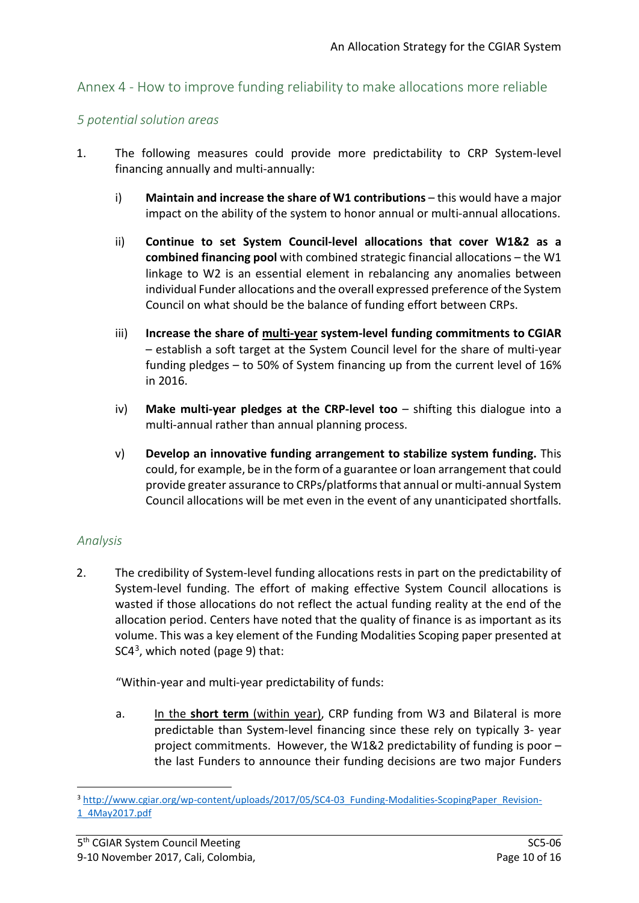## Annex 4 - How to improve funding reliability to make allocations more reliable

### *5 potential solution areas*

1. The following measures could provide more predictability to CRP System-level financing annually and multi-annually:

   i) **Maintain and increase the share of W1 contributions** – this would have a major impact on the ability of the system to honor annual or multi-annual allocations.

   ii) **Continue to set System Council-level allocations that cover W1&2 as a combined financing pool** with combined strategic financial allocations – the W1 linkage to W2 is an essential element in rebalancing any anomalies between individual Funder allocations and the overall expressed preference of the System Council on what should be the balance of funding effort between CRPs.

   iii) **Increase the share of <u>multi-year</u> system-level funding commitments to CGIAR** – establish a soft target at the System Council level for the share of multi-year funding pledges – to 50% of System financing up from the current level of 16% in 2016.

   iv) **Make multi-year pledges at the CRP-level too** – shifting this dialogue into a multi-annual rather than annual planning process.

   v) **Develop an innovative funding arrangement to stabilize system funding.** This could, for example, be in the form of a guarantee or loan arrangement that could provide greater assurance to CRPs/platforms that annual or multi-annual System Council allocations will be met even in the event of any unanticipated shortfalls.

### *Analysis*

2. The credibility of System-level funding allocations rests in part on the predictability of System-level funding. The effort of making effective System Council allocations is wasted if those allocations do not reflect the actual funding reality at the end of the allocation period. Centers have noted that the quality of finance is as important as its volume. This was a key element of the Funding Modalities Scoping paper presented at SC4[3], which noted (page 9) that:

   "Within-year and multi-year predictability of funds:

   a. <u>In the **short term** (within year)</u>, CRP funding from W3 and Bilateral is more predictable than System-level financing since these rely on typically 3- year project commitments. However, the W1&2 predictability of funding is poor – the last Funders to announce their funding decisions are two major Funders

[3] http://www.cgiar.org/wp-content/uploads/2017/05/SC4-03_Funding-Modalities-ScopingPaper_Revision-1_4May2017.pdf

5th CGIAR System Council Meeting
9-10 November 2017, Cali, Colombia,
SC5-06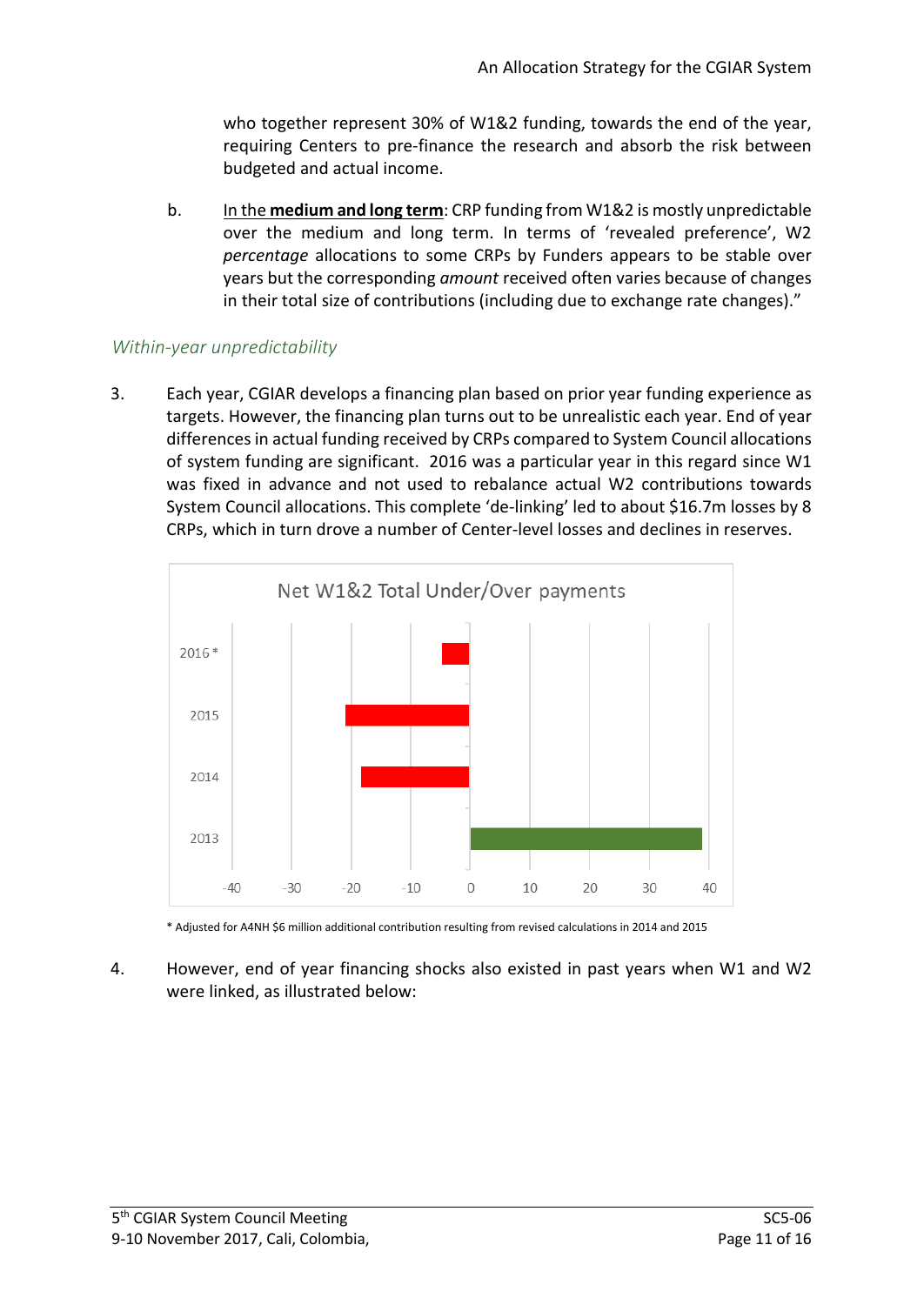who together represent 30% of W1&2 funding, towards the end of the year, requiring Centers to pre-finance the research and absorb the risk between budgeted and actual income.

b. In the **medium and long term**: CRP funding from W1&2 is mostly unpredictable over the medium and long term. In terms of 'revealed preference', W2 *percentage* allocations to some CRPs by Funders appears to be stable over years but the corresponding *amount* received often varies because of changes in their total size of contributions (including due to exchange rate changes)."

### *Within-year unpredictability*

3. Each year, CGIAR develops a financing plan based on prior year funding experience as targets. However, the financing plan turns out to be unrealistic each year. End of year differences in actual funding received by CRPs compared to System Council allocations of system funding are significant. 2016 was a particular year in this regard since W1 was fixed in advance and not used to rebalance actual W2 contributions towards System Council allocations. This complete 'de-linking' led to about $16.7m losses by 8 CRPs, which in turn drove a number of Center-level losses and declines in reserves.

Net W1&2 Total Under/Over payments

* Adjusted for A4NH $6 million additional contribution resulting from revised calculations in 2014 and 2015

4. However, end of year financing shocks also existed in past years when W1 and W2 were linked, as illustrated below: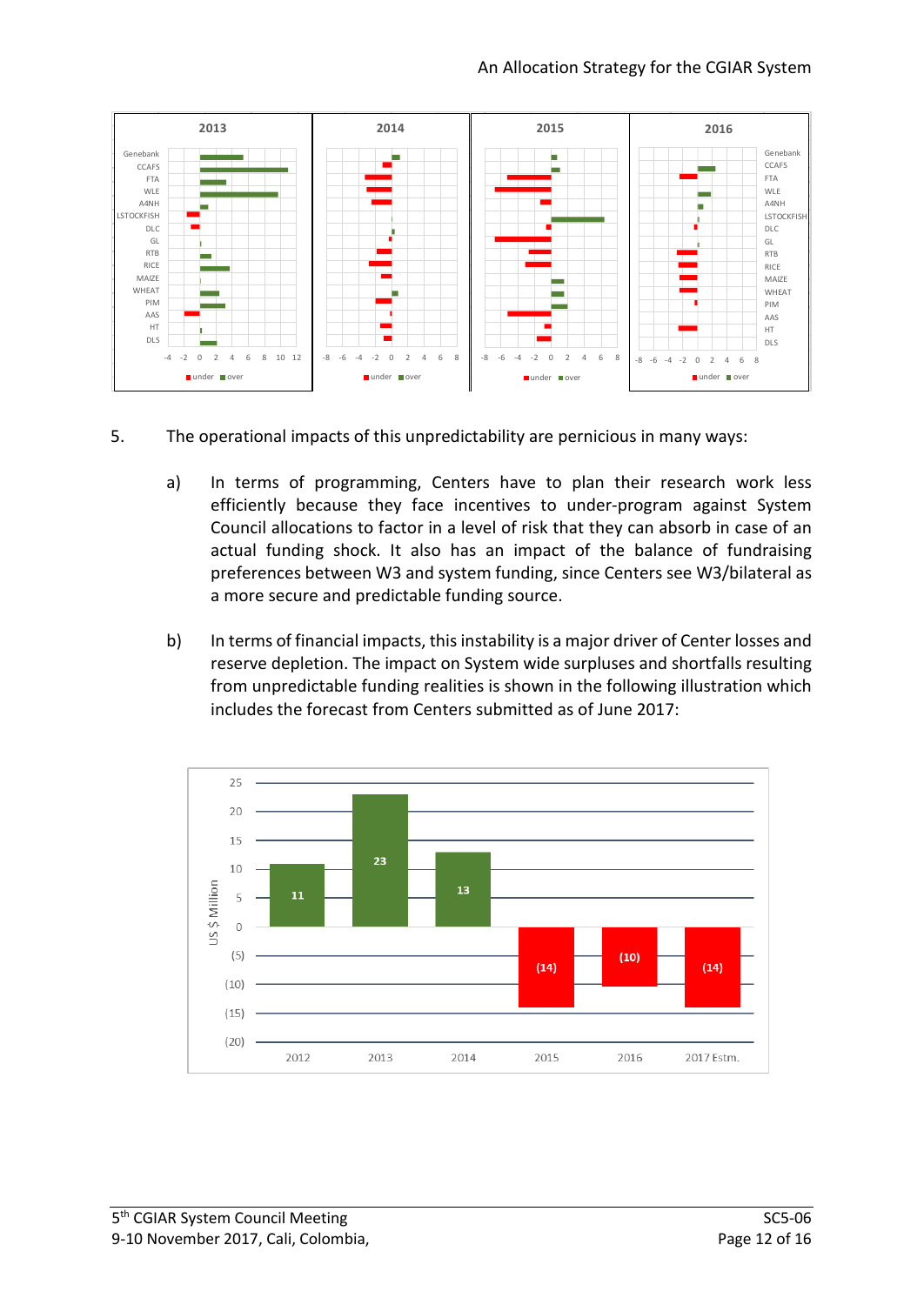5. The operational impacts of this unpredictability are pernicious in many ways:

   a) In terms of programming, Centers have to plan their research work less efficiently because they face incentives to under-program against System Council allocations to factor in a level of risk that they can absorb in case of an actual funding shock. It also has an impact of the balance of fundraising preferences between W3 and system funding, since Centers see W3/bilateral as a more secure and predictable funding source.

   b) In terms of financial impacts, this instability is a major driver of Center losses and reserve depletion. The impact on System wide surpluses and shortfalls resulting from unpredictable funding realities is shown in the following illustration which includes the forecast from Centers submitted as of June 2017: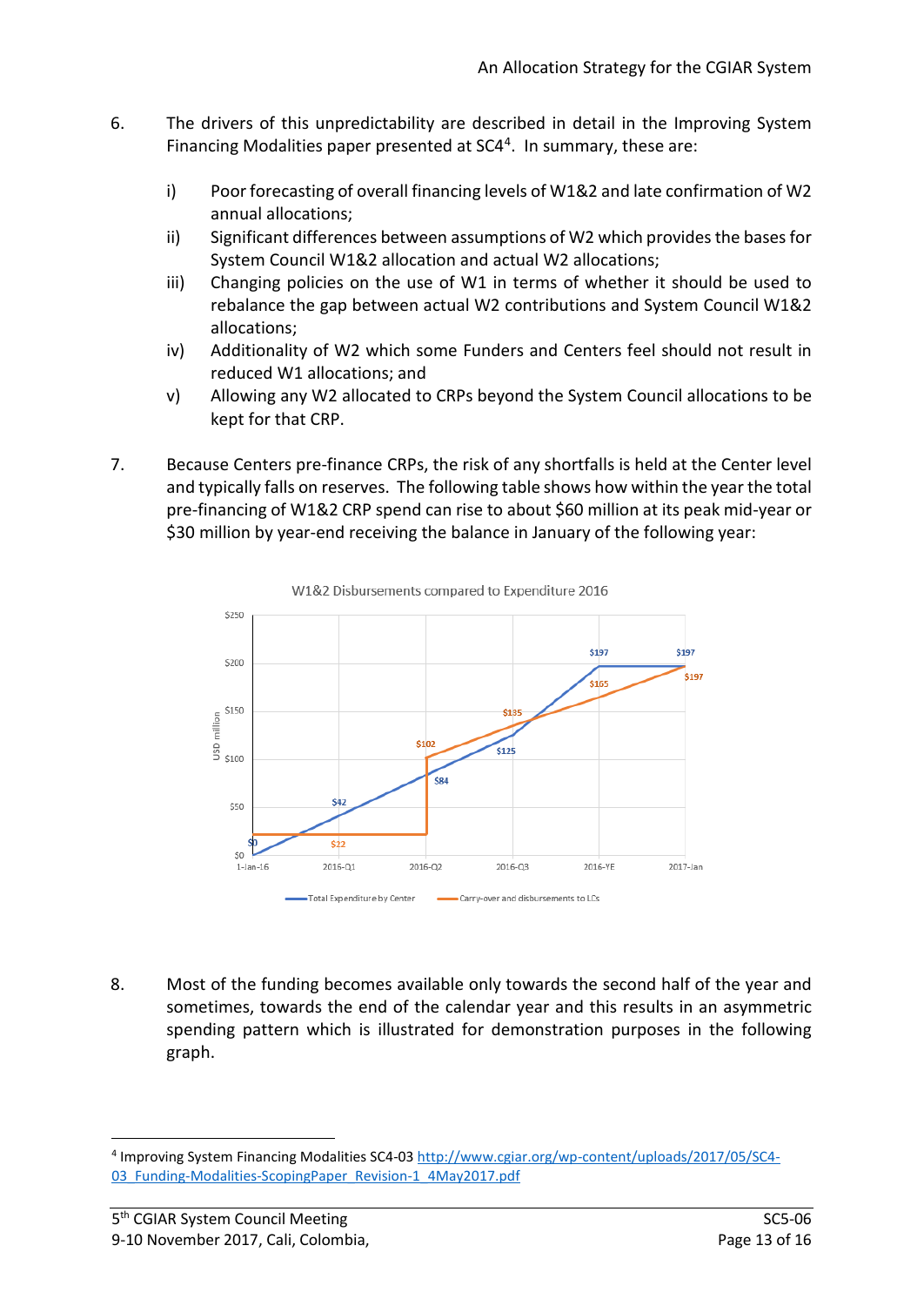6. The drivers of this unpredictability are described in detail in the Improving System Financing Modalities paper presented at SC4[4]. In summary, these are:

   i) Poor forecasting of overall financing levels of W1&2 and late confirmation of W2 annual allocations;
   ii) Significant differences between assumptions of W2 which provides the bases for System Council W1&2 allocation and actual W2 allocations;
   iii) Changing policies on the use of W1 in terms of whether it should be used to rebalance the gap between actual W2 contributions and System Council W1&2 allocations;
   iv) Additionality of W2 which some Funders and Centers feel should not result in reduced W1 allocations; and
   v) Allowing any W2 allocated to CRPs beyond the System Council allocations to be kept for that CRP.

7. Because Centers pre-finance CRPs, the risk of any shortfalls is held at the Center level and typically falls on reserves. The following table shows how within the year the total pre-financing of W1&2 CRP spend can rise to about $60 million at its peak mid-year or $30 million by year-end receiving the balance in January of the following year:

W1&2 Disbursements compared to Expenditure 2016

| | 1-Jan-16 | 2016-Q1 | 2016-Q2 | 2016-Q3 | 2016-YE | 2017-Jan |
|---|---|---|---|---|---|---|
| Total Expenditure by Center (USD million) | $0 | $42 | $84 | $125 | $197 | $197 |
| Carry-over and disbursements to LCs (USD million) | $22 | $22 | $102 | $135 | $165 | $197 |

8. Most of the funding becomes available only towards the second half of the year and sometimes, towards the end of the calendar year and this results in an asymmetric spending pattern which is illustrated for demonstration purposes in the following graph.

---

[4] Improving System Financing Modalities SC4-03 http://www.cgiar.org/wp-content/uploads/2017/05/SC4-03_Funding-Modalities-ScopingPaper_Revision-1_4May2017.pdf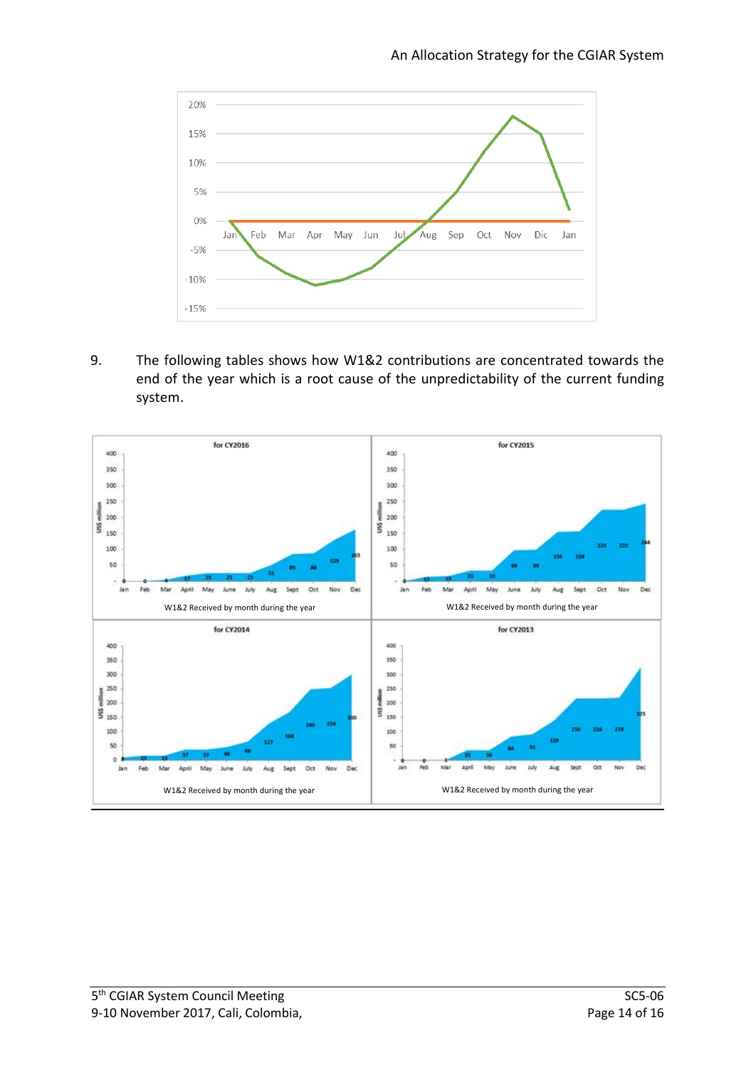9. The following tables shows how W1&2 contributions are concentrated towards the end of the year which is a root cause of the unpredictability of the current funding system.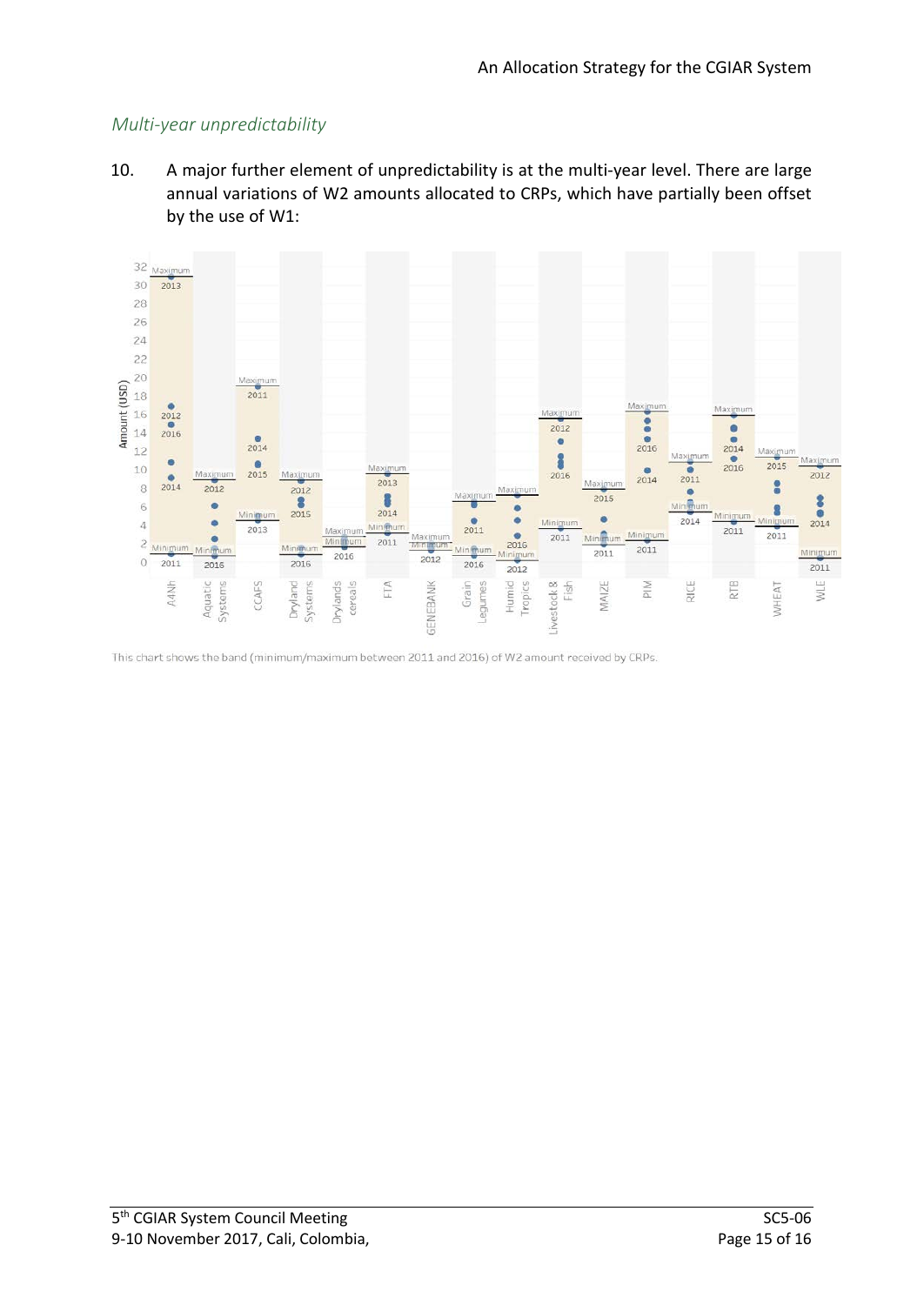*Multi-year unpredictability*

10. A major further element of unpredictability is at the multi-year level. There are large annual variations of W2 amounts allocated to CRPs, which have partially been offset by the use of W1:

This chart shows the band (minimum/maximum between 2011 and 2016) of W2 amount received by CRPs.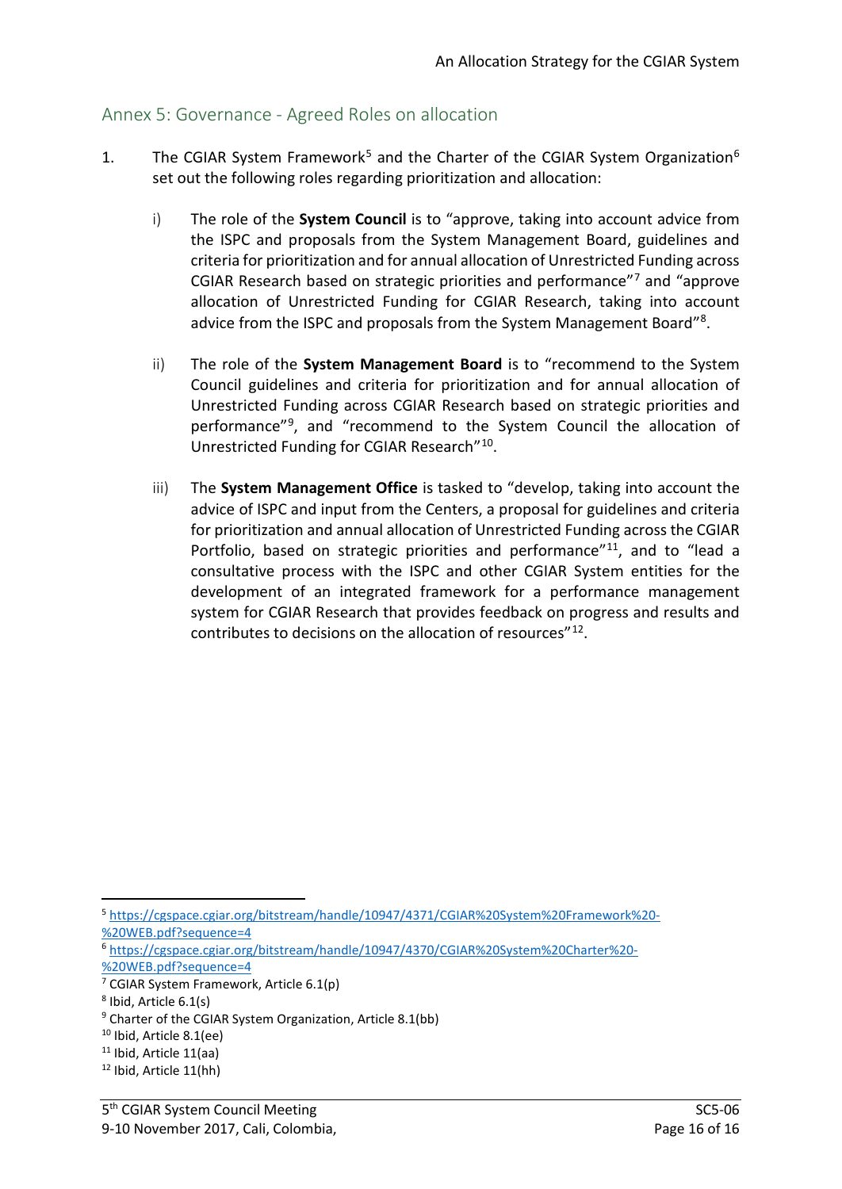## Annex 5: Governance - Agreed Roles on allocation

1. The CGIAR System Framework[5] and the Charter of the CGIAR System Organization[6] set out the following roles regarding prioritization and allocation:

    i) The role of the **System Council** is to "approve, taking into account advice from the ISPC and proposals from the System Management Board, guidelines and criteria for prioritization and for annual allocation of Unrestricted Funding across CGIAR Research based on strategic priorities and performance"[7] and "approve allocation of Unrestricted Funding for CGIAR Research, taking into account advice from the ISPC and proposals from the System Management Board"[8].

    ii) The role of the **System Management Board** is to "recommend to the System Council guidelines and criteria for prioritization and for annual allocation of Unrestricted Funding across CGIAR Research based on strategic priorities and performance"[9], and "recommend to the System Council the allocation of Unrestricted Funding for CGIAR Research"[10].

    iii) The **System Management Office** is tasked to "develop, taking into account the advice of ISPC and input from the Centers, a proposal for guidelines and criteria for prioritization and annual allocation of Unrestricted Funding across the CGIAR Portfolio, based on strategic priorities and performance"[11], and to "lead a consultative process with the ISPC and other CGIAR System entities for the development of an integrated framework for a performance management system for CGIAR Research that provides feedback on progress and results and contributes to decisions on the allocation of resources"[12].

---

[5] https://cgspace.cgiar.org/bitstream/handle/10947/4371/CGIAR%20System%20Framework%20-%20WEB.pdf?sequence=4

[6] https://cgspace.cgiar.org/bitstream/handle/10947/4370/CGIAR%20System%20Charter%20-%20WEB.pdf?sequence=4

[7] CGIAR System Framework, Article 6.1(p)

[8] Ibid, Article 6.1(s)

[9] Charter of the CGIAR System Organization, Article 8.1(bb)

[10] Ibid, Article 8.1(ee)

[11] Ibid, Article 11(aa)

[12] Ibid, Article 11(hh)